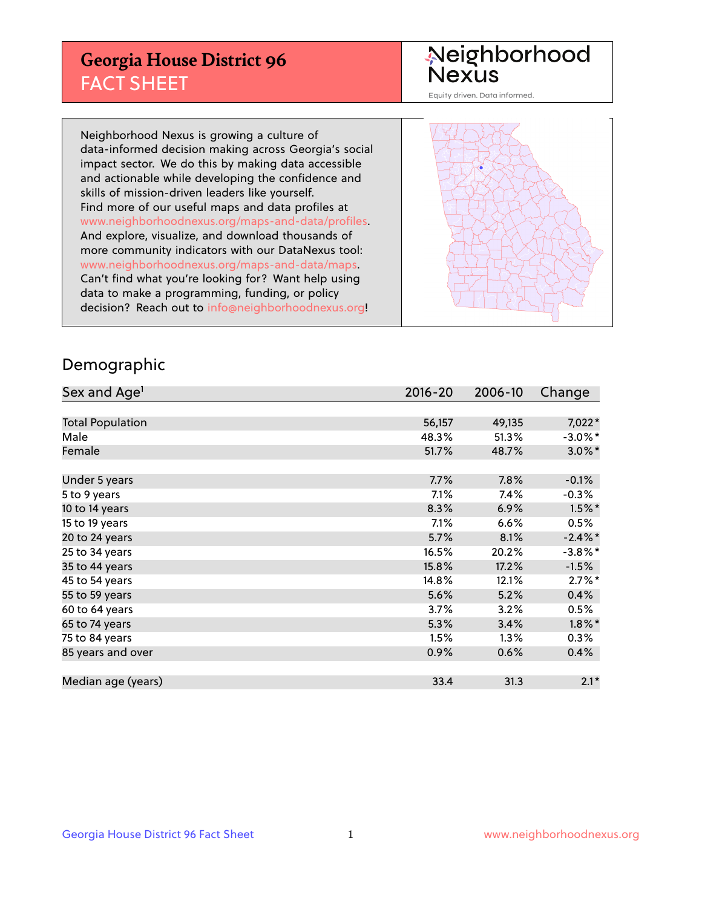# Georgia House District 96
## FACT SHEET

Neighborhood Nexus
Equity driven. Data informed.

Neighborhood Nexus is growing a culture of data-informed decision making across Georgia's social impact sector. We do this by making data accessible and actionable while developing the confidence and skills of mission-driven leaders like yourself. Find more of our useful maps and data profiles at www.neighborhoodnexus.org/maps-and-data/profiles. And explore, visualize, and download thousands of more community indicators with our DataNexus tool: www.neighborhoodnexus.org/maps-and-data/maps. Can't find what you're looking for? Want help using data to make a programming, funding, or policy decision? Reach out to info@neighborhoodnexus.org!

## Demographic

| Sex and Age[1] | 2016-20 | 2006-10 | Change |
|---|---|---|---|
| Total Population | 56,157 | 49,135 | 7,022* |
| Male | 48.3% | 51.3% | -3.0%* |
| Female | 51.7% | 48.7% | 3.0%* |
| | | | |
| Under 5 years | 7.7% | 7.8% | -0.1% |
| 5 to 9 years | 7.1% | 7.4% | -0.3% |
| 10 to 14 years | 8.3% | 6.9% | 1.5%* |
| 15 to 19 years | 7.1% | 6.6% | 0.5% |
| 20 to 24 years | 5.7% | 8.1% | -2.4%* |
| 25 to 34 years | 16.5% | 20.2% | -3.8%* |
| 35 to 44 years | 15.8% | 17.2% | -1.5% |
| 45 to 54 years | 14.8% | 12.1% | 2.7%* |
| 55 to 59 years | 5.6% | 5.2% | 0.4% |
| 60 to 64 years | 3.7% | 3.2% | 0.5% |
| 65 to 74 years | 5.3% | 3.4% | 1.8%* |
| 75 to 84 years | 1.5% | 1.3% | 0.3% |
| 85 years and over | 0.9% | 0.6% | 0.4% |
| | | | |
| Median age (years) | 33.4 | 31.3 | 2.1* |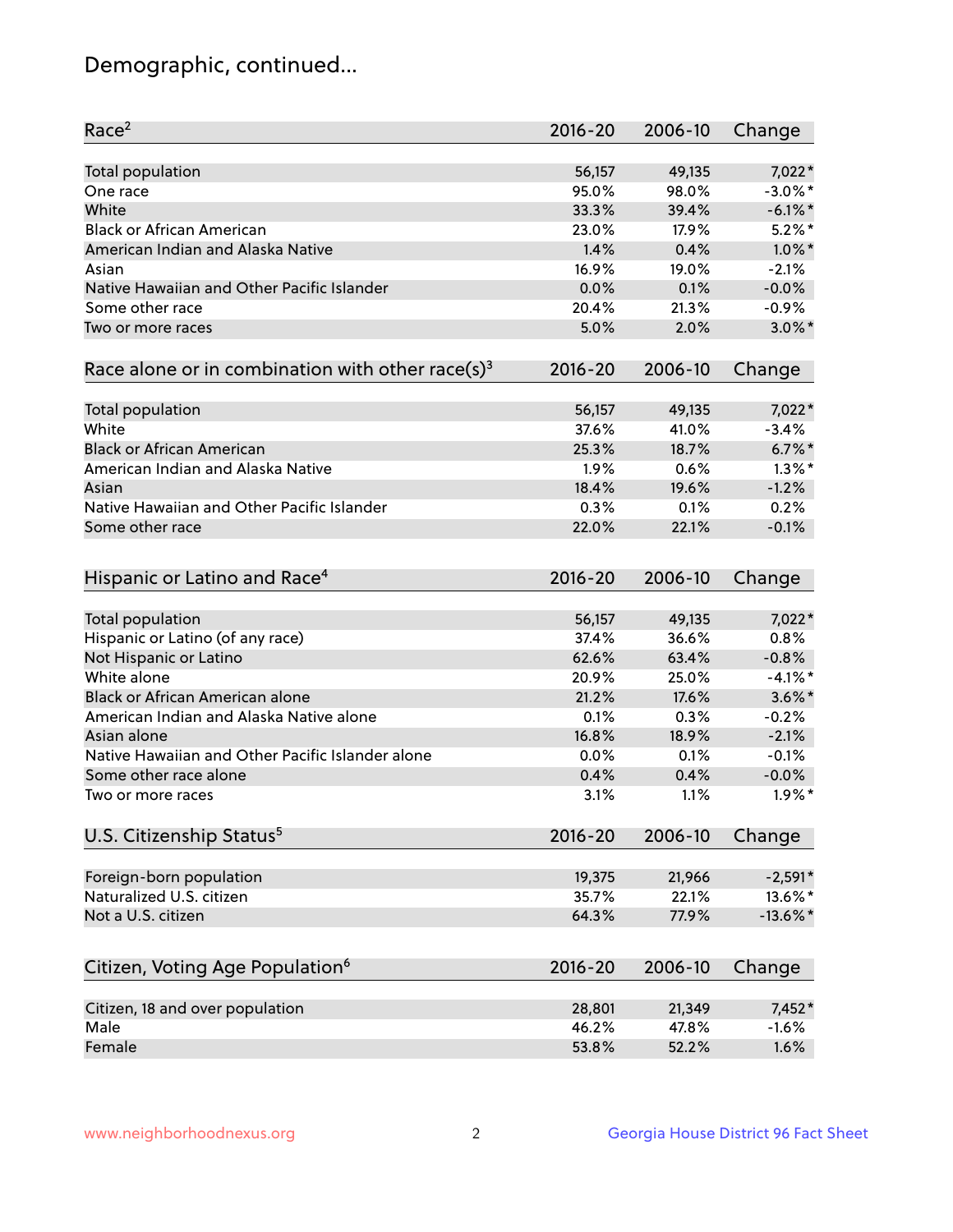# Demographic, continued...

| Race[2] | 2016-20 | 2006-10 | Change |
|---|---|---|---|
| Total population | 56,157 | 49,135 | 7,022* |
| One race | 95.0% | 98.0% | -3.0%* |
| White | 33.3% | 39.4% | -6.1%* |
| Black or African American | 23.0% | 17.9% | 5.2%* |
| American Indian and Alaska Native | 1.4% | 0.4% | 1.0%* |
| Asian | 16.9% | 19.0% | -2.1% |
| Native Hawaiian and Other Pacific Islander | 0.0% | 0.1% | -0.0% |
| Some other race | 20.4% | 21.3% | -0.9% |
| Two or more races | 5.0% | 2.0% | 3.0%* |

| Race alone or in combination with other race(s)[3] | 2016-20 | 2006-10 | Change |
|---|---|---|---|
| Total population | 56,157 | 49,135 | 7,022* |
| White | 37.6% | 41.0% | -3.4% |
| Black or African American | 25.3% | 18.7% | 6.7%* |
| American Indian and Alaska Native | 1.9% | 0.6% | 1.3%* |
| Asian | 18.4% | 19.6% | -1.2% |
| Native Hawaiian and Other Pacific Islander | 0.3% | 0.1% | 0.2% |
| Some other race | 22.0% | 22.1% | -0.1% |

| Hispanic or Latino and Race[4] | 2016-20 | 2006-10 | Change |
|---|---|---|---|
| Total population | 56,157 | 49,135 | 7,022* |
| Hispanic or Latino (of any race) | 37.4% | 36.6% | 0.8% |
| Not Hispanic or Latino | 62.6% | 63.4% | -0.8% |
| White alone | 20.9% | 25.0% | -4.1%* |
| Black or African American alone | 21.2% | 17.6% | 3.6%* |
| American Indian and Alaska Native alone | 0.1% | 0.3% | -0.2% |
| Asian alone | 16.8% | 18.9% | -2.1% |
| Native Hawaiian and Other Pacific Islander alone | 0.0% | 0.1% | -0.1% |
| Some other race alone | 0.4% | 0.4% | -0.0% |
| Two or more races | 3.1% | 1.1% | 1.9%* |

| U.S. Citizenship Status[5] | 2016-20 | 2006-10 | Change |
|---|---|---|---|
| Foreign-born population | 19,375 | 21,966 | -2,591* |
| Naturalized U.S. citizen | 35.7% | 22.1% | 13.6%* |
| Not a U.S. citizen | 64.3% | 77.9% | -13.6%* |

| Citizen, Voting Age Population[6] | 2016-20 | 2006-10 | Change |
|---|---|---|---|
| Citizen, 18 and over population | 28,801 | 21,349 | 7,452* |
| Male | 46.2% | 47.8% | -1.6% |
| Female | 53.8% | 52.2% | 1.6% |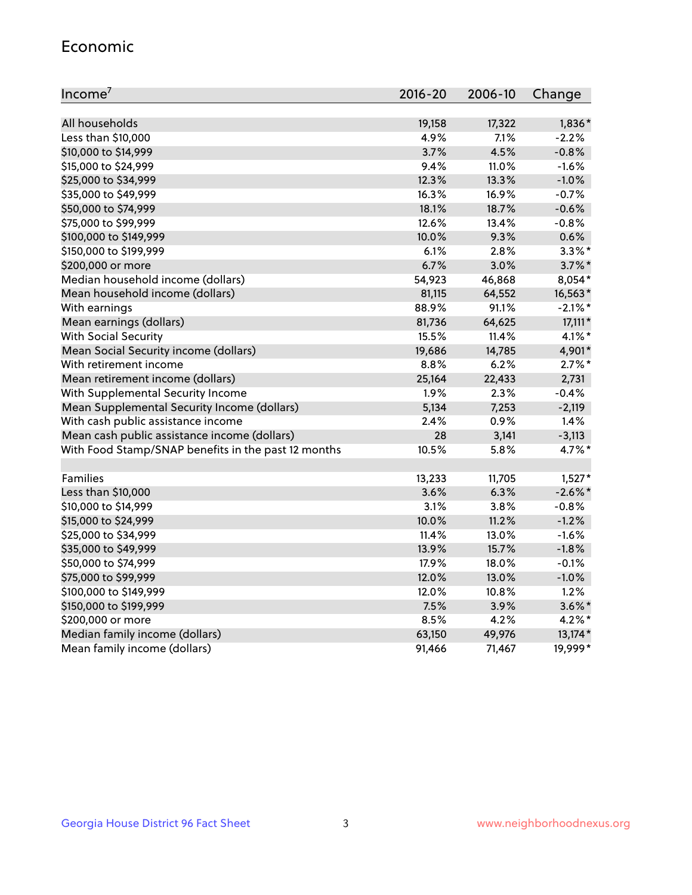## Economic

| Income[7] | 2016-20 | 2006-10 | Change |
|---|---|---|---|
| All households | 19,158 | 17,322 | 1,836* |
| Less than $10,000 | 4.9% | 7.1% | -2.2% |
| $10,000 to $14,999 | 3.7% | 4.5% | -0.8% |
| $15,000 to $24,999 | 9.4% | 11.0% | -1.6% |
| $25,000 to $34,999 | 12.3% | 13.3% | -1.0% |
| $35,000 to $49,999 | 16.3% | 16.9% | -0.7% |
| $50,000 to $74,999 | 18.1% | 18.7% | -0.6% |
| $75,000 to $99,999 | 12.6% | 13.4% | -0.8% |
| $100,000 to $149,999 | 10.0% | 9.3% | 0.6% |
| $150,000 to $199,999 | 6.1% | 2.8% | 3.3%* |
| $200,000 or more | 6.7% | 3.0% | 3.7%* |
| Median household income (dollars) | 54,923 | 46,868 | 8,054* |
| Mean household income (dollars) | 81,115 | 64,552 | 16,563* |
| With earnings | 88.9% | 91.1% | -2.1%* |
| Mean earnings (dollars) | 81,736 | 64,625 | 17,111* |
| With Social Security | 15.5% | 11.4% | 4.1%* |
| Mean Social Security income (dollars) | 19,686 | 14,785 | 4,901* |
| With retirement income | 8.8% | 6.2% | 2.7%* |
| Mean retirement income (dollars) | 25,164 | 22,433 | 2,731 |
| With Supplemental Security Income | 1.9% | 2.3% | -0.4% |
| Mean Supplemental Security Income (dollars) | 5,134 | 7,253 | -2,119 |
| With cash public assistance income | 2.4% | 0.9% | 1.4% |
| Mean cash public assistance income (dollars) | 28 | 3,141 | -3,113 |
| With Food Stamp/SNAP benefits in the past 12 months | 10.5% | 5.8% | 4.7%* |
| | | | |
| Families | 13,233 | 11,705 | 1,527* |
| Less than $10,000 | 3.6% | 6.3% | -2.6%* |
| $10,000 to $14,999 | 3.1% | 3.8% | -0.8% |
| $15,000 to $24,999 | 10.0% | 11.2% | -1.2% |
| $25,000 to $34,999 | 11.4% | 13.0% | -1.6% |
| $35,000 to $49,999 | 13.9% | 15.7% | -1.8% |
| $50,000 to $74,999 | 17.9% | 18.0% | -0.1% |
| $75,000 to $99,999 | 12.0% | 13.0% | -1.0% |
| $100,000 to $149,999 | 12.0% | 10.8% | 1.2% |
| $150,000 to $199,999 | 7.5% | 3.9% | 3.6%* |
| $200,000 or more | 8.5% | 4.2% | 4.2%* |
| Median family income (dollars) | 63,150 | 49,976 | 13,174* |
| Mean family income (dollars) | 91,466 | 71,467 | 19,999* |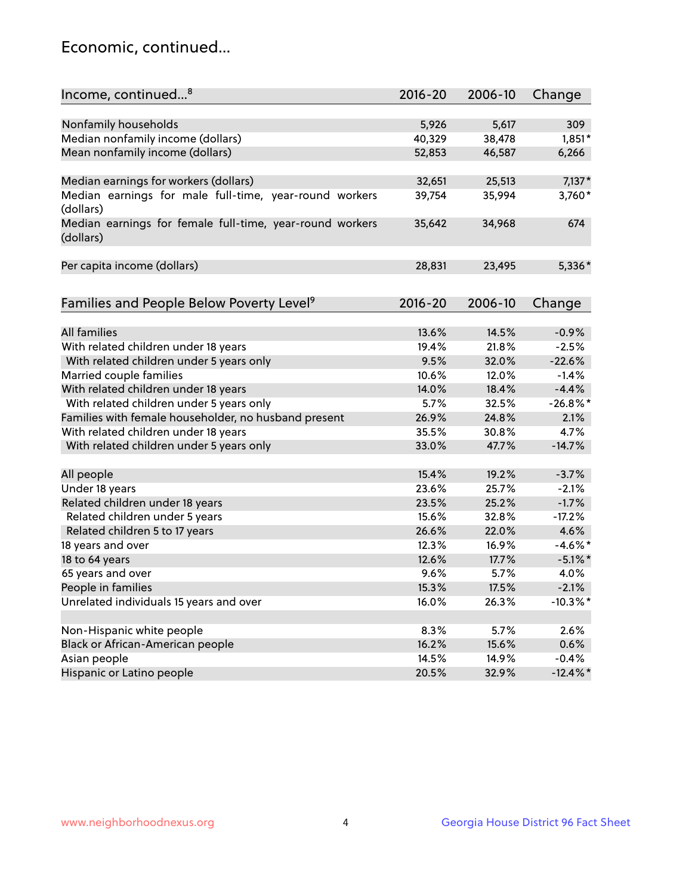## Economic, continued...

| Income, continued...[8] | 2016-20 | 2006-10 | Change |
|---|---|---|---|
| Nonfamily households | 5,926 | 5,617 | 309 |
| Median nonfamily income (dollars) | 40,329 | 38,478 | 1,851* |
| Mean nonfamily income (dollars) | 52,853 | 46,587 | 6,266 |
| Median earnings for workers (dollars) | 32,651 | 25,513 | 7,137* |
| Median earnings for male full-time, year-round workers (dollars) | 39,754 | 35,994 | 3,760* |
| Median earnings for female full-time, year-round workers (dollars) | 35,642 | 34,968 | 674 |
| Per capita income (dollars) | 28,831 | 23,495 | 5,336* |

| Families and People Below Poverty Level[9] | 2016-20 | 2006-10 | Change |
|---|---|---|---|
| All families | 13.6% | 14.5% | -0.9% |
| With related children under 18 years | 19.4% | 21.8% | -2.5% |
| With related children under 5 years only | 9.5% | 32.0% | -22.6% |
| Married couple families | 10.6% | 12.0% | -1.4% |
| With related children under 18 years | 14.0% | 18.4% | -4.4% |
| With related children under 5 years only | 5.7% | 32.5% | -26.8%* |
| Families with female householder, no husband present | 26.9% | 24.8% | 2.1% |
| With related children under 18 years | 35.5% | 30.8% | 4.7% |
| With related children under 5 years only | 33.0% | 47.7% | -14.7% |
| All people | 15.4% | 19.2% | -3.7% |
| Under 18 years | 23.6% | 25.7% | -2.1% |
| Related children under 18 years | 23.5% | 25.2% | -1.7% |
| Related children under 5 years | 15.6% | 32.8% | -17.2% |
| Related children 5 to 17 years | 26.6% | 22.0% | 4.6% |
| 18 years and over | 12.3% | 16.9% | -4.6%* |
| 18 to 64 years | 12.6% | 17.7% | -5.1%* |
| 65 years and over | 9.6% | 5.7% | 4.0% |
| People in families | 15.3% | 17.5% | -2.1% |
| Unrelated individuals 15 years and over | 16.0% | 26.3% | -10.3%* |
| Non-Hispanic white people | 8.3% | 5.7% | 2.6% |
| Black or African-American people | 16.2% | 15.6% | 0.6% |
| Asian people | 14.5% | 14.9% | -0.4% |
| Hispanic or Latino people | 20.5% | 32.9% | -12.4%* |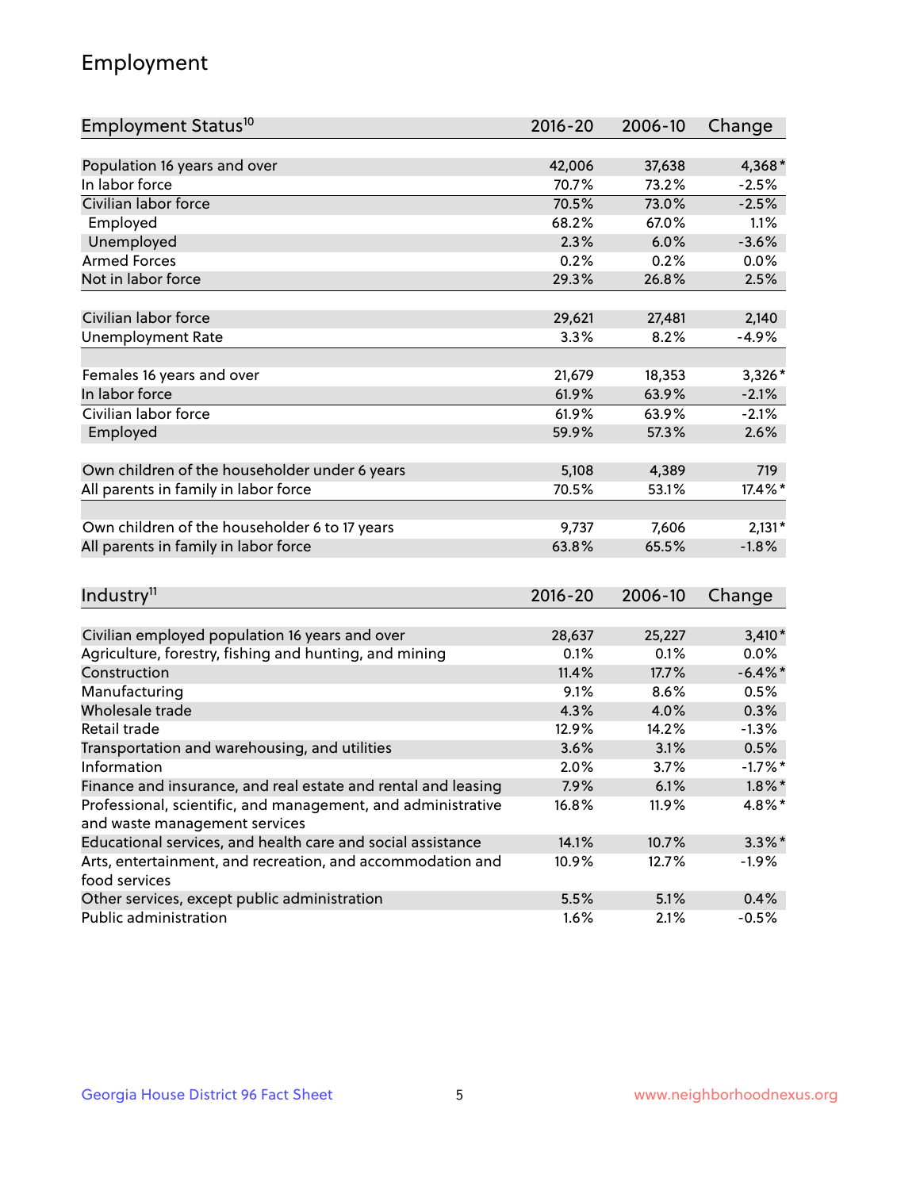## Employment

| Employment Status[10] | 2016-20 | 2006-10 | Change |
|---|---|---|---|
| Population 16 years and over | 42,006 | 37,638 | 4,368* |
| In labor force | 70.7% | 73.2% | -2.5% |
| Civilian labor force | 70.5% | 73.0% | -2.5% |
| Employed | 68.2% | 67.0% | 1.1% |
| Unemployed | 2.3% | 6.0% | -3.6% |
| Armed Forces | 0.2% | 0.2% | 0.0% |
| Not in labor force | 29.3% | 26.8% | 2.5% |
| | | | |
| Civilian labor force | 29,621 | 27,481 | 2,140 |
| Unemployment Rate | 3.3% | 8.2% | -4.9% |
| | | | |
| Females 16 years and over | 21,679 | 18,353 | 3,326* |
| In labor force | 61.9% | 63.9% | -2.1% |
| Civilian labor force | 61.9% | 63.9% | -2.1% |
| Employed | 59.9% | 57.3% | 2.6% |
| | | | |
| Own children of the householder under 6 years | 5,108 | 4,389 | 719 |
| All parents in family in labor force | 70.5% | 53.1% | 17.4%* |
| | | | |
| Own children of the householder 6 to 17 years | 9,737 | 7,606 | 2,131* |
| All parents in family in labor force | 63.8% | 65.5% | -1.8% |

| Industry[11] | 2016-20 | 2006-10 | Change |
|---|---|---|---|
| Civilian employed population 16 years and over | 28,637 | 25,227 | 3,410* |
| Agriculture, forestry, fishing and hunting, and mining | 0.1% | 0.1% | 0.0% |
| Construction | 11.4% | 17.7% | -6.4%* |
| Manufacturing | 9.1% | 8.6% | 0.5% |
| Wholesale trade | 4.3% | 4.0% | 0.3% |
| Retail trade | 12.9% | 14.2% | -1.3% |
| Transportation and warehousing, and utilities | 3.6% | 3.1% | 0.5% |
| Information | 2.0% | 3.7% | -1.7%* |
| Finance and insurance, and real estate and rental and leasing | 7.9% | 6.1% | 1.8%* |
| Professional, scientific, and management, and administrative and waste management services | 16.8% | 11.9% | 4.8%* |
| Educational services, and health care and social assistance | 14.1% | 10.7% | 3.3%* |
| Arts, entertainment, and recreation, and accommodation and food services | 10.9% | 12.7% | -1.9% |
| Other services, except public administration | 5.5% | 5.1% | 0.4% |
| Public administration | 1.6% | 2.1% | -0.5% |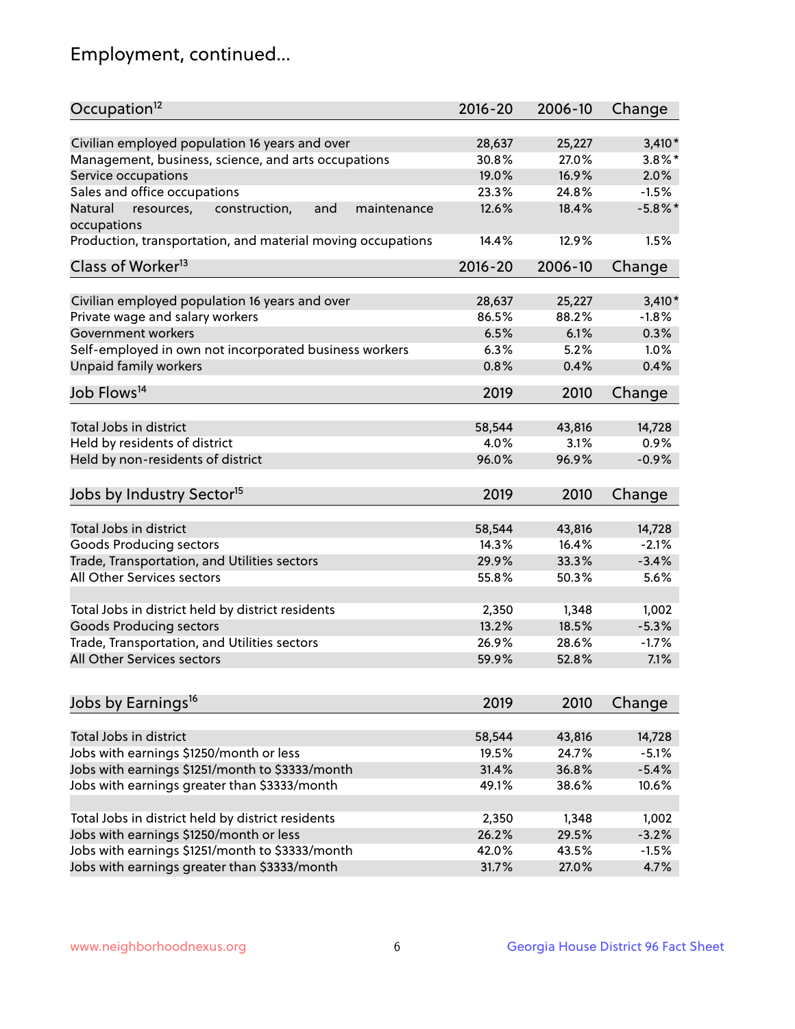# Employment, continued...

| Occupation[12] | 2016-20 | 2006-10 | Change |
|---|---|---|---|
| Civilian employed population 16 years and over | 28,637 | 25,227 | 3,410* |
| Management, business, science, and arts occupations | 30.8% | 27.0% | 3.8%* |
| Service occupations | 19.0% | 16.9% | 2.0% |
| Sales and office occupations | 23.3% | 24.8% | -1.5% |
| Natural resources, construction, and maintenance occupations | 12.6% | 18.4% | -5.8%* |
| Production, transportation, and material moving occupations | 14.4% | 12.9% | 1.5% |

| Class of Worker[13] | 2016-20 | 2006-10 | Change |
|---|---|---|---|
| Civilian employed population 16 years and over | 28,637 | 25,227 | 3,410* |
| Private wage and salary workers | 86.5% | 88.2% | -1.8% |
| Government workers | 6.5% | 6.1% | 0.3% |
| Self-employed in own not incorporated business workers | 6.3% | 5.2% | 1.0% |
| Unpaid family workers | 0.8% | 0.4% | 0.4% |

| Job Flows[14] | 2019 | 2010 | Change |
|---|---|---|---|
| Total Jobs in district | 58,544 | 43,816 | 14,728 |
| Held by residents of district | 4.0% | 3.1% | 0.9% |
| Held by non-residents of district | 96.0% | 96.9% | -0.9% |

| Jobs by Industry Sector[15] | 2019 | 2010 | Change |
|---|---|---|---|
| Total Jobs in district | 58,544 | 43,816 | 14,728 |
| Goods Producing sectors | 14.3% | 16.4% | -2.1% |
| Trade, Transportation, and Utilities sectors | 29.9% | 33.3% | -3.4% |
| All Other Services sectors | 55.8% | 50.3% | 5.6% |
| | | | |
| Total Jobs in district held by district residents | 2,350 | 1,348 | 1,002 |
| Goods Producing sectors | 13.2% | 18.5% | -5.3% |
| Trade, Transportation, and Utilities sectors | 26.9% | 28.6% | -1.7% |
| All Other Services sectors | 59.9% | 52.8% | 7.1% |

| Jobs by Earnings[16] | 2019 | 2010 | Change |
|---|---|---|---|
| Total Jobs in district | 58,544 | 43,816 | 14,728 |
| Jobs with earnings $1250/month or less | 19.5% | 24.7% | -5.1% |
| Jobs with earnings $1251/month to $3333/month | 31.4% | 36.8% | -5.4% |
| Jobs with earnings greater than $3333/month | 49.1% | 38.6% | 10.6% |
| | | | |
| Total Jobs in district held by district residents | 2,350 | 1,348 | 1,002 |
| Jobs with earnings $1250/month or less | 26.2% | 29.5% | -3.2% |
| Jobs with earnings $1251/month to $3333/month | 42.0% | 43.5% | -1.5% |
| Jobs with earnings greater than $3333/month | 31.7% | 27.0% | 4.7% |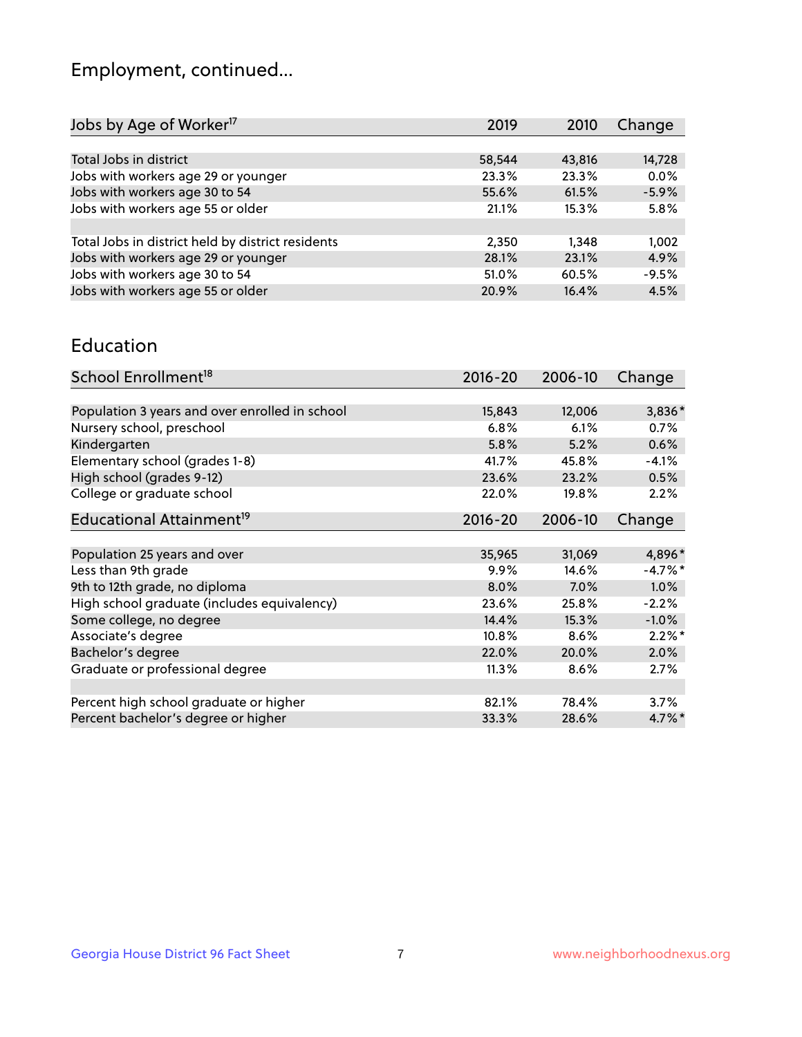## Employment, continued...

| Jobs by Age of Worker[17] | 2019 | 2010 | Change |
|---|---|---|---|
| Total Jobs in district | 58,544 | 43,816 | 14,728 |
| Jobs with workers age 29 or younger | 23.3% | 23.3% | 0.0% |
| Jobs with workers age 30 to 54 | 55.6% | 61.5% | -5.9% |
| Jobs with workers age 55 or older | 21.1% | 15.3% | 5.8% |
| | | | |
| Total Jobs in district held by district residents | 2,350 | 1,348 | 1,002 |
| Jobs with workers age 29 or younger | 28.1% | 23.1% | 4.9% |
| Jobs with workers age 30 to 54 | 51.0% | 60.5% | -9.5% |
| Jobs with workers age 55 or older | 20.9% | 16.4% | 4.5% |

## Education

| School Enrollment[18] | 2016-20 | 2006-10 | Change |
|---|---|---|---|
| Population 3 years and over enrolled in school | 15,843 | 12,006 | 3,836* |
| Nursery school, preschool | 6.8% | 6.1% | 0.7% |
| Kindergarten | 5.8% | 5.2% | 0.6% |
| Elementary school (grades 1-8) | 41.7% | 45.8% | -4.1% |
| High school (grades 9-12) | 23.6% | 23.2% | 0.5% |
| College or graduate school | 22.0% | 19.8% | 2.2% |

| Educational Attainment[19] | 2016-20 | 2006-10 | Change |
|---|---|---|---|
| Population 25 years and over | 35,965 | 31,069 | 4,896* |
| Less than 9th grade | 9.9% | 14.6% | -4.7%* |
| 9th to 12th grade, no diploma | 8.0% | 7.0% | 1.0% |
| High school graduate (includes equivalency) | 23.6% | 25.8% | -2.2% |
| Some college, no degree | 14.4% | 15.3% | -1.0% |
| Associate's degree | 10.8% | 8.6% | 2.2%* |
| Bachelor's degree | 22.0% | 20.0% | 2.0% |
| Graduate or professional degree | 11.3% | 8.6% | 2.7% |
| | | | |
| Percent high school graduate or higher | 82.1% | 78.4% | 3.7% |
| Percent bachelor's degree or higher | 33.3% | 28.6% | 4.7%* |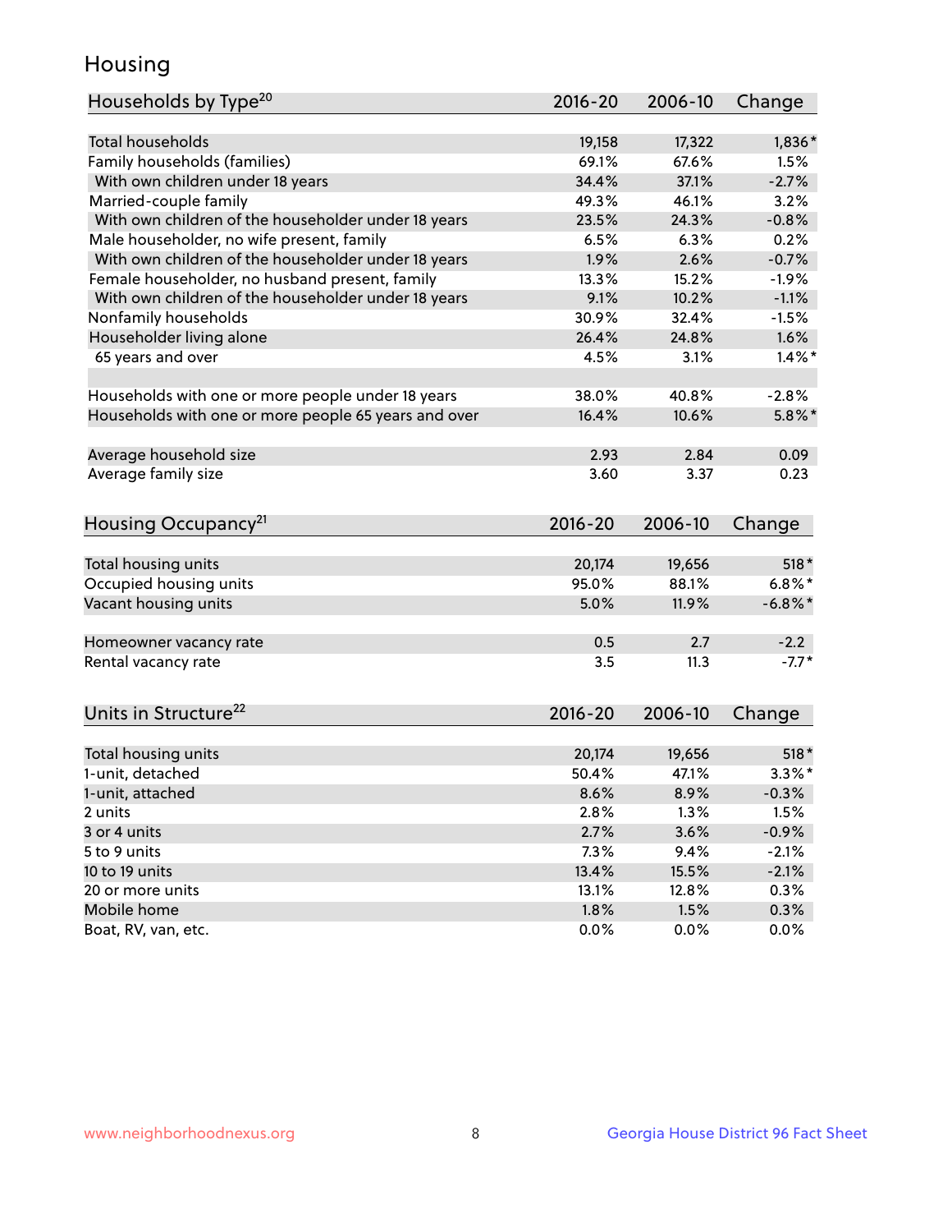## Housing

| Households by Type[20] | 2016-20 | 2006-10 | Change |
|---|---|---|---|
| Total households | 19,158 | 17,322 | 1,836* |
| Family households (families) | 69.1% | 67.6% | 1.5% |
| With own children under 18 years | 34.4% | 37.1% | -2.7% |
| Married-couple family | 49.3% | 46.1% | 3.2% |
| With own children of the householder under 18 years | 23.5% | 24.3% | -0.8% |
| Male householder, no wife present, family | 6.5% | 6.3% | 0.2% |
| With own children of the householder under 18 years | 1.9% | 2.6% | -0.7% |
| Female householder, no husband present, family | 13.3% | 15.2% | -1.9% |
| With own children of the householder under 18 years | 9.1% | 10.2% | -1.1% |
| Nonfamily households | 30.9% | 32.4% | -1.5% |
| Householder living alone | 26.4% | 24.8% | 1.6% |
| 65 years and over | 4.5% | 3.1% | 1.4%* |
| | | | |
| Households with one or more people under 18 years | 38.0% | 40.8% | -2.8% |
| Households with one or more people 65 years and over | 16.4% | 10.6% | 5.8%* |
| | | | |
| Average household size | 2.93 | 2.84 | 0.09 |
| Average family size | 3.60 | 3.37 | 0.23 |

| Housing Occupancy[21] | 2016-20 | 2006-10 | Change |
|---|---|---|---|
| Total housing units | 20,174 | 19,656 | 518* |
| Occupied housing units | 95.0% | 88.1% | 6.8%* |
| Vacant housing units | 5.0% | 11.9% | -6.8%* |
| | | | |
| Homeowner vacancy rate | 0.5 | 2.7 | -2.2 |
| Rental vacancy rate | 3.5 | 11.3 | -7.7* |

| Units in Structure[22] | 2016-20 | 2006-10 | Change |
|---|---|---|---|
| Total housing units | 20,174 | 19,656 | 518* |
| 1-unit, detached | 50.4% | 47.1% | 3.3%* |
| 1-unit, attached | 8.6% | 8.9% | -0.3% |
| 2 units | 2.8% | 1.3% | 1.5% |
| 3 or 4 units | 2.7% | 3.6% | -0.9% |
| 5 to 9 units | 7.3% | 9.4% | -2.1% |
| 10 to 19 units | 13.4% | 15.5% | -2.1% |
| 20 or more units | 13.1% | 12.8% | 0.3% |
| Mobile home | 1.8% | 1.5% | 0.3% |
| Boat, RV, van, etc. | 0.0% | 0.0% | 0.0% |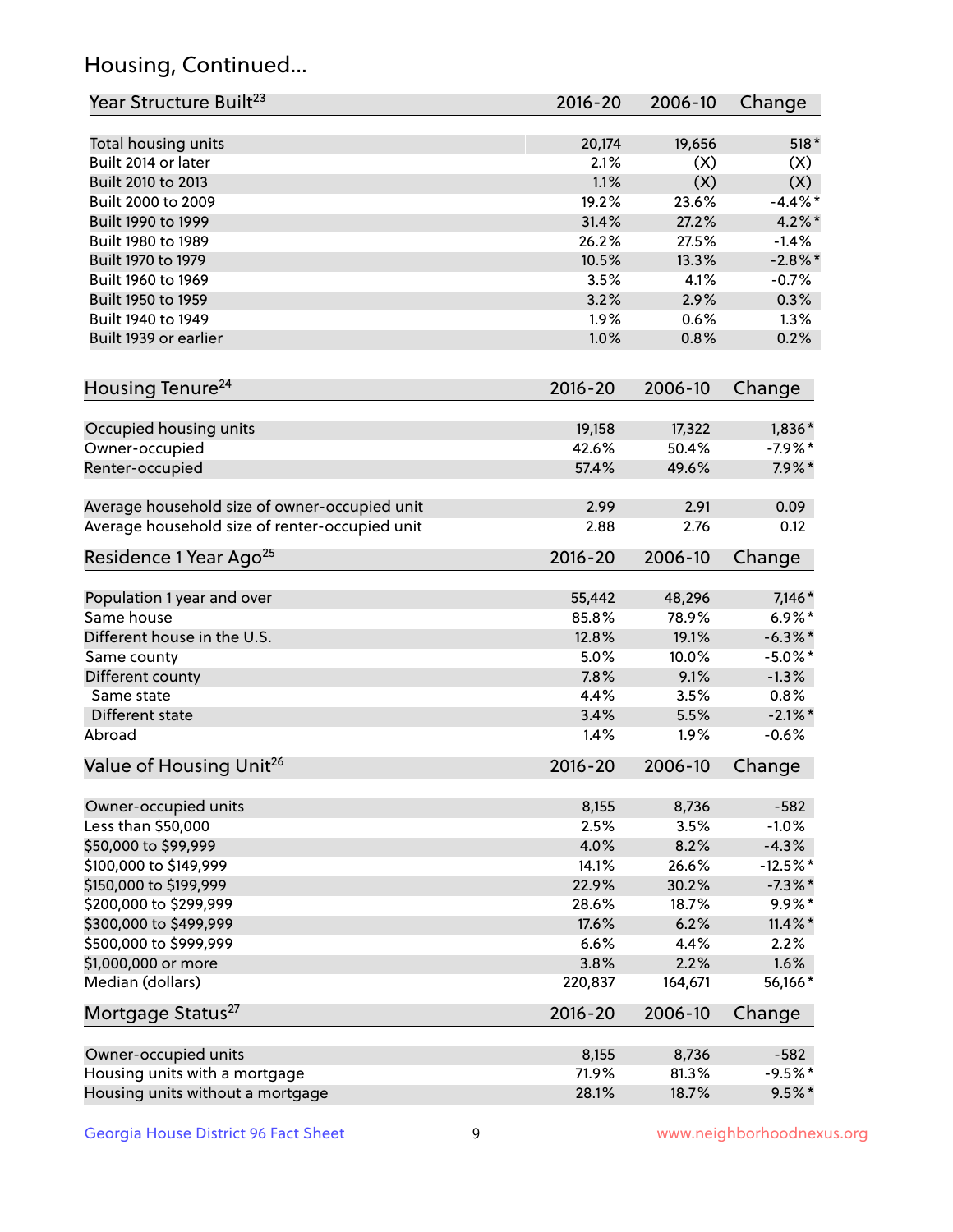## Housing, Continued...

| Year Structure Built[23] | 2016-20 | 2006-10 | Change |
|---|---|---|---|
| Total housing units | 20,174 | 19,656 | 518* |
| Built 2014 or later | 2.1% | (X) | (X) |
| Built 2010 to 2013 | 1.1% | (X) | (X) |
| Built 2000 to 2009 | 19.2% | 23.6% | -4.4%* |
| Built 1990 to 1999 | 31.4% | 27.2% | 4.2%* |
| Built 1980 to 1989 | 26.2% | 27.5% | -1.4% |
| Built 1970 to 1979 | 10.5% | 13.3% | -2.8%* |
| Built 1960 to 1969 | 3.5% | 4.1% | -0.7% |
| Built 1950 to 1959 | 3.2% | 2.9% | 0.3% |
| Built 1940 to 1949 | 1.9% | 0.6% | 1.3% |
| Built 1939 or earlier | 1.0% | 0.8% | 0.2% |

| Housing Tenure[24] | 2016-20 | 2006-10 | Change |
|---|---|---|---|
| Occupied housing units | 19,158 | 17,322 | 1,836* |
| Owner-occupied | 42.6% | 50.4% | -7.9%* |
| Renter-occupied | 57.4% | 49.6% | 7.9%* |
| Average household size of owner-occupied unit | 2.99 | 2.91 | 0.09 |
| Average household size of renter-occupied unit | 2.88 | 2.76 | 0.12 |

| Residence 1 Year Ago[25] | 2016-20 | 2006-10 | Change |
|---|---|---|---|
| Population 1 year and over | 55,442 | 48,296 | 7,146* |
| Same house | 85.8% | 78.9% | 6.9%* |
| Different house in the U.S. | 12.8% | 19.1% | -6.3%* |
| Same county | 5.0% | 10.0% | -5.0%* |
| Different county | 7.8% | 9.1% | -1.3% |
| Same state | 4.4% | 3.5% | 0.8% |
| Different state | 3.4% | 5.5% | -2.1%* |
| Abroad | 1.4% | 1.9% | -0.6% |

| Value of Housing Unit[26] | 2016-20 | 2006-10 | Change |
|---|---|---|---|
| Owner-occupied units | 8,155 | 8,736 | -582 |
| Less than $50,000 | 2.5% | 3.5% | -1.0% |
| $50,000 to $99,999 | 4.0% | 8.2% | -4.3% |
| $100,000 to $149,999 | 14.1% | 26.6% | -12.5%* |
| $150,000 to $199,999 | 22.9% | 30.2% | -7.3%* |
| $200,000 to $299,999 | 28.6% | 18.7% | 9.9%* |
| $300,000 to $499,999 | 17.6% | 6.2% | 11.4%* |
| $500,000 to $999,999 | 6.6% | 4.4% | 2.2% |
| $1,000,000 or more | 3.8% | 2.2% | 1.6% |
| Median (dollars) | 220,837 | 164,671 | 56,166* |

| Mortgage Status[27] | 2016-20 | 2006-10 | Change |
|---|---|---|---|
| Owner-occupied units | 8,155 | 8,736 | -582 |
| Housing units with a mortgage | 71.9% | 81.3% | -9.5%* |
| Housing units without a mortgage | 28.1% | 18.7% | 9.5%* |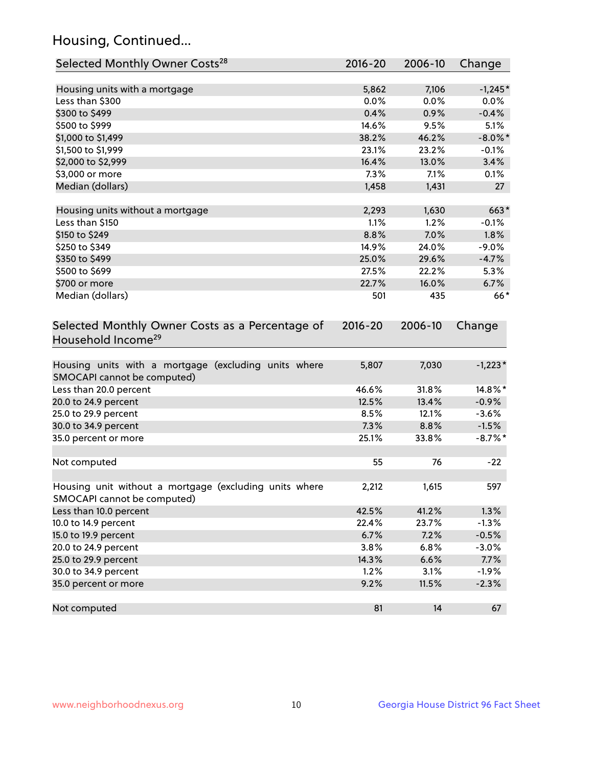## Housing, Continued...

| Selected Monthly Owner Costs[28] | 2016-20 | 2006-10 | Change |
|---|---|---|---|
| Housing units with a mortgage | 5,862 | 7,106 | -1,245* |
| Less than $300 | 0.0% | 0.0% | 0.0% |
| $300 to $499 | 0.4% | 0.9% | -0.4% |
| $500 to $999 | 14.6% | 9.5% | 5.1% |
| $1,000 to $1,499 | 38.2% | 46.2% | -8.0%* |
| $1,500 to $1,999 | 23.1% | 23.2% | -0.1% |
| $2,000 to $2,999 | 16.4% | 13.0% | 3.4% |
| $3,000 or more | 7.3% | 7.1% | 0.1% |
| Median (dollars) | 1,458 | 1,431 | 27 |
| | | | |
| Housing units without a mortgage | 2,293 | 1,630 | 663* |
| Less than $150 | 1.1% | 1.2% | -0.1% |
| $150 to $249 | 8.8% | 7.0% | 1.8% |
| $250 to $349 | 14.9% | 24.0% | -9.0% |
| $350 to $499 | 25.0% | 29.6% | -4.7% |
| $500 to $699 | 27.5% | 22.2% | 5.3% |
| $700 or more | 22.7% | 16.0% | 6.7% |
| Median (dollars) | 501 | 435 | 66* |

| Selected Monthly Owner Costs as a Percentage of Household Income[29] | 2016-20 | 2006-10 | Change |
|---|---|---|---|
| Housing units with a mortgage (excluding units where SMOCAPI cannot be computed) | 5,807 | 7,030 | -1,223* |
| Less than 20.0 percent | 46.6% | 31.8% | 14.8%* |
| 20.0 to 24.9 percent | 12.5% | 13.4% | -0.9% |
| 25.0 to 29.9 percent | 8.5% | 12.1% | -3.6% |
| 30.0 to 34.9 percent | 7.3% | 8.8% | -1.5% |
| 35.0 percent or more | 25.1% | 33.8% | -8.7%* |
| | | | |
| Not computed | 55 | 76 | -22 |
| | | | |
| Housing unit without a mortgage (excluding units where SMOCAPI cannot be computed) | 2,212 | 1,615 | 597 |
| Less than 10.0 percent | 42.5% | 41.2% | 1.3% |
| 10.0 to 14.9 percent | 22.4% | 23.7% | -1.3% |
| 15.0 to 19.9 percent | 6.7% | 7.2% | -0.5% |
| 20.0 to 24.9 percent | 3.8% | 6.8% | -3.0% |
| 25.0 to 29.9 percent | 14.3% | 6.6% | 7.7% |
| 30.0 to 34.9 percent | 1.2% | 3.1% | -1.9% |
| 35.0 percent or more | 9.2% | 11.5% | -2.3% |
| | | | |
| Not computed | 81 | 14 | 67 |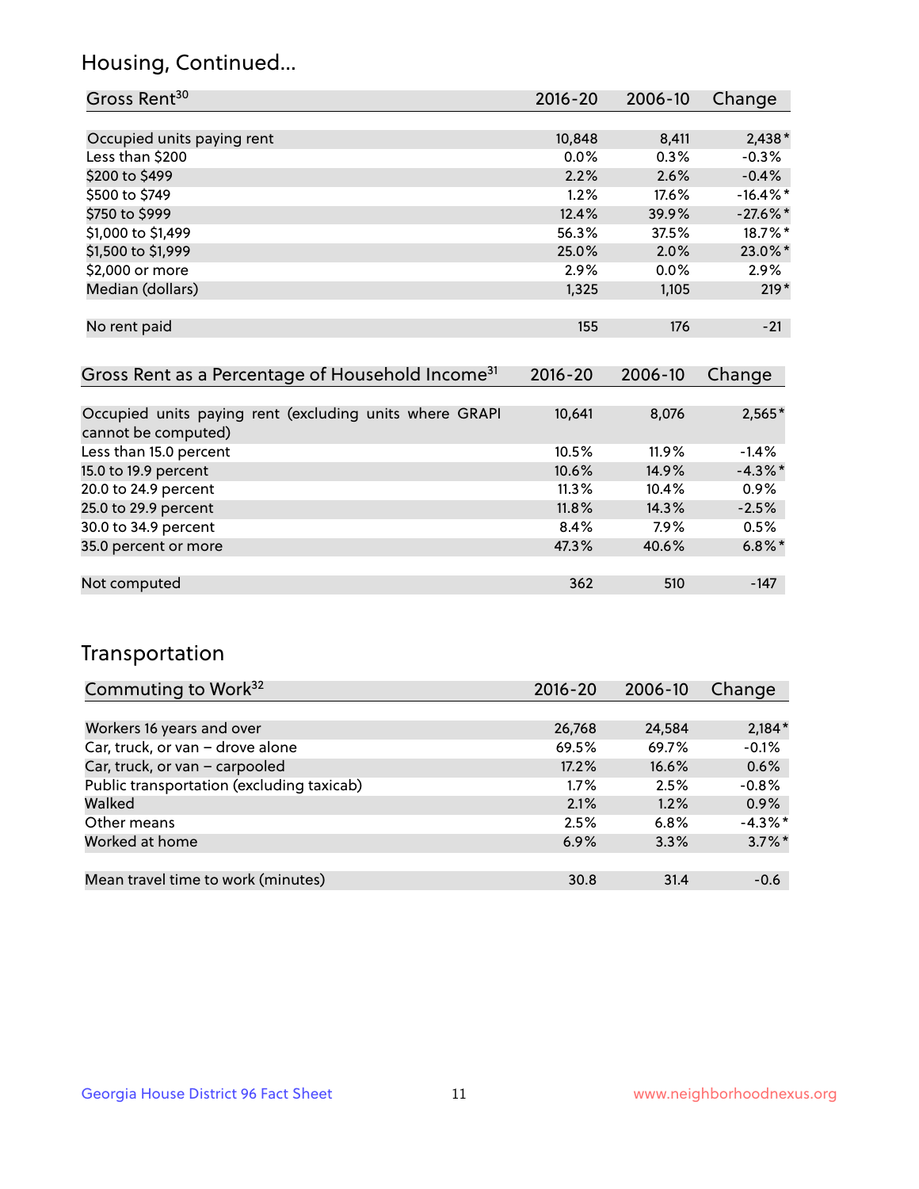## Housing, Continued...

| Gross Rent[30] | 2016-20 | 2006-10 | Change |
|---|---|---|---|
| Occupied units paying rent | 10,848 | 8,411 | 2,438* |
| Less than $200 | 0.0% | 0.3% | -0.3% |
| $200 to $499 | 2.2% | 2.6% | -0.4% |
| $500 to $749 | 1.2% | 17.6% | -16.4%* |
| $750 to $999 | 12.4% | 39.9% | -27.6%* |
| $1,000 to $1,499 | 56.3% | 37.5% | 18.7%* |
| $1,500 to $1,999 | 25.0% | 2.0% | 23.0%* |
| $2,000 or more | 2.9% | 0.0% | 2.9% |
| Median (dollars) | 1,325 | 1,105 | 219* |
| No rent paid | 155 | 176 | -21 |

| Gross Rent as a Percentage of Household Income[31] | 2016-20 | 2006-10 | Change |
|---|---|---|---|
| Occupied units paying rent (excluding units where GRAPI cannot be computed) | 10,641 | 8,076 | 2,565* |
| Less than 15.0 percent | 10.5% | 11.9% | -1.4% |
| 15.0 to 19.9 percent | 10.6% | 14.9% | -4.3%* |
| 20.0 to 24.9 percent | 11.3% | 10.4% | 0.9% |
| 25.0 to 29.9 percent | 11.8% | 14.3% | -2.5% |
| 30.0 to 34.9 percent | 8.4% | 7.9% | 0.5% |
| 35.0 percent or more | 47.3% | 40.6% | 6.8%* |
| Not computed | 362 | 510 | -147 |

## Transportation

| Commuting to Work[32] | 2016-20 | 2006-10 | Change |
|---|---|---|---|
| Workers 16 years and over | 26,768 | 24,584 | 2,184* |
| Car, truck, or van – drove alone | 69.5% | 69.7% | -0.1% |
| Car, truck, or van – carpooled | 17.2% | 16.6% | 0.6% |
| Public transportation (excluding taxicab) | 1.7% | 2.5% | -0.8% |
| Walked | 2.1% | 1.2% | 0.9% |
| Other means | 2.5% | 6.8% | -4.3%* |
| Worked at home | 6.9% | 3.3% | 3.7%* |
| Mean travel time to work (minutes) | 30.8 | 31.4 | -0.6 |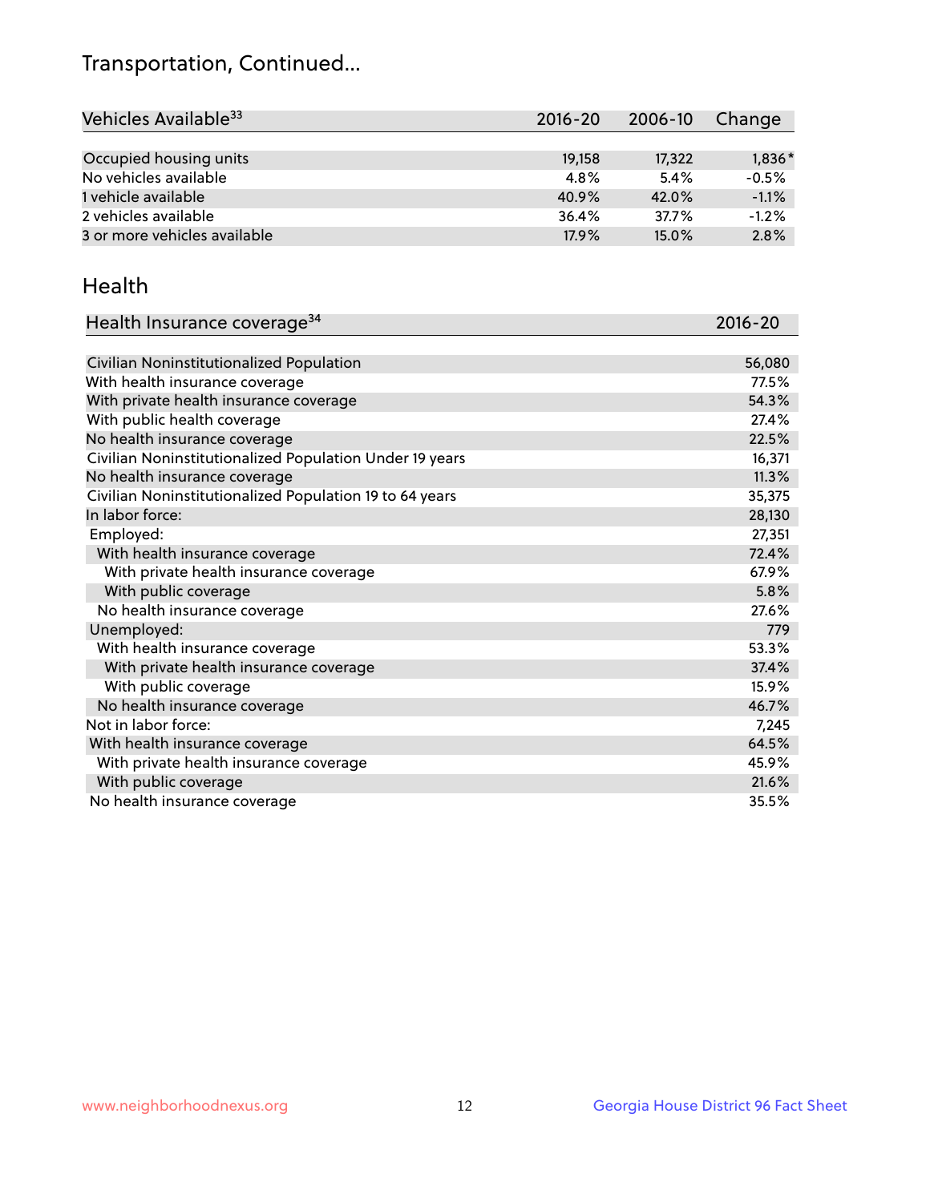# Transportation, Continued...

| Vehicles Available[33] | 2016-20 | 2006-10 | Change |
| --- | --- | --- | --- |
| Occupied housing units | 19,158 | 17,322 | 1,836* |
| No vehicles available | 4.8% | 5.4% | -0.5% |
| 1 vehicle available | 40.9% | 42.0% | -1.1% |
| 2 vehicles available | 36.4% | 37.7% | -1.2% |
| 3 or more vehicles available | 17.9% | 15.0% | 2.8% |

## Health

| Health Insurance coverage[34] | 2016-20 |
| --- | --- |
| Civilian Noninstitutionalized Population | 56,080 |
| With health insurance coverage | 77.5% |
| With private health insurance coverage | 54.3% |
| With public health coverage | 27.4% |
| No health insurance coverage | 22.5% |
| Civilian Noninstitutionalized Population Under 19 years | 16,371 |
| No health insurance coverage | 11.3% |
| Civilian Noninstitutionalized Population 19 to 64 years | 35,375 |
| In labor force: | 28,130 |
| Employed: | 27,351 |
| With health insurance coverage | 72.4% |
| With private health insurance coverage | 67.9% |
| With public coverage | 5.8% |
| No health insurance coverage | 27.6% |
| Unemployed: | 779 |
| With health insurance coverage | 53.3% |
| With private health insurance coverage | 37.4% |
| With public coverage | 15.9% |
| No health insurance coverage | 46.7% |
| Not in labor force: | 7,245 |
| With health insurance coverage | 64.5% |
| With private health insurance coverage | 45.9% |
| With public coverage | 21.6% |
| No health insurance coverage | 35.5% |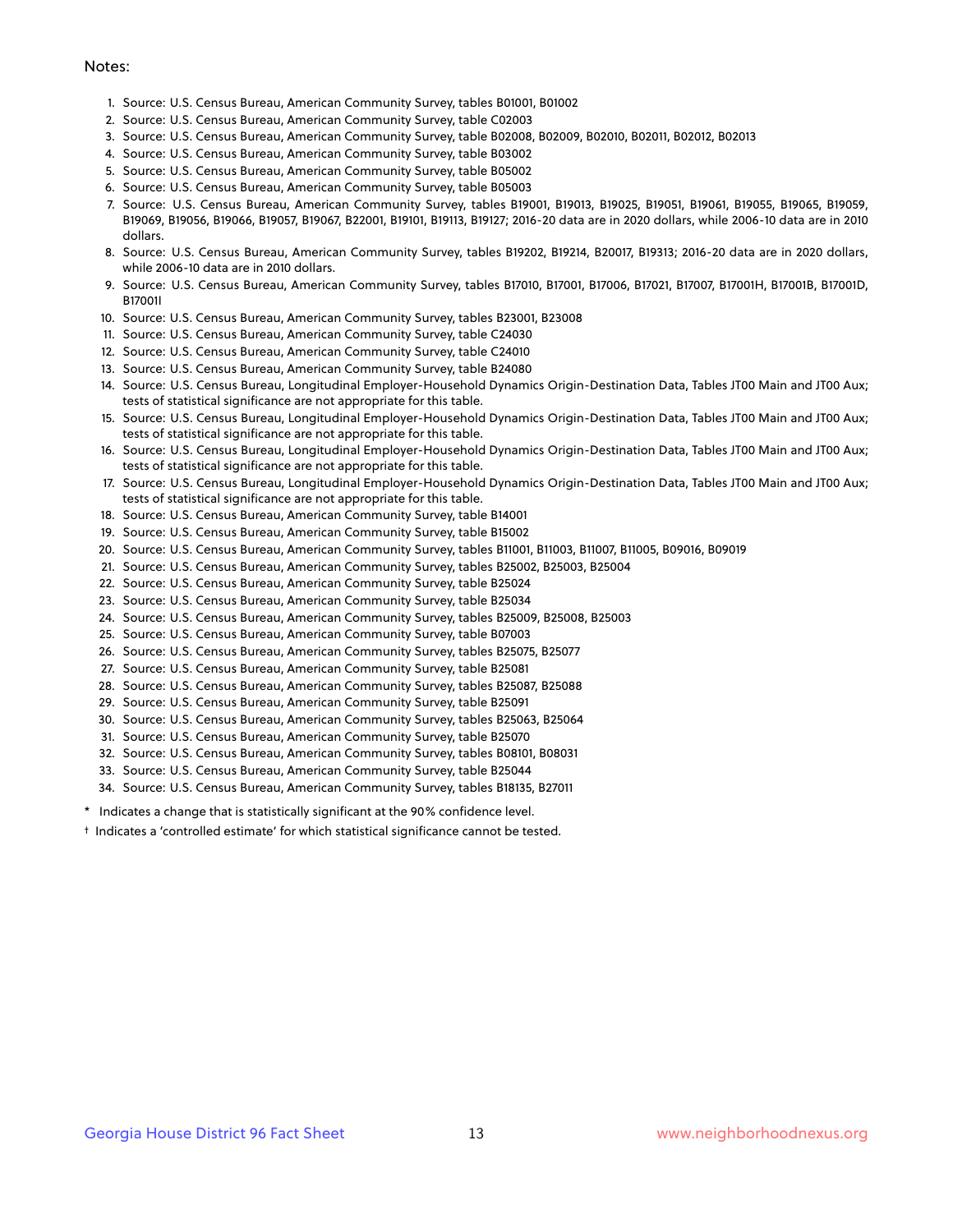Notes:

1. Source: U.S. Census Bureau, American Community Survey, tables B01001, B01002
2. Source: U.S. Census Bureau, American Community Survey, table C02003
3. Source: U.S. Census Bureau, American Community Survey, table B02008, B02009, B02010, B02011, B02012, B02013
4. Source: U.S. Census Bureau, American Community Survey, table B03002
5. Source: U.S. Census Bureau, American Community Survey, table B05002
6. Source: U.S. Census Bureau, American Community Survey, table B05003
7. Source: U.S. Census Bureau, American Community Survey, tables B19001, B19013, B19025, B19051, B19061, B19055, B19065, B19059, B19069, B19056, B19066, B19057, B19067, B22001, B19101, B19113, B19127; 2016-20 data are in 2020 dollars, while 2006-10 data are in 2010 dollars.
8. Source: U.S. Census Bureau, American Community Survey, tables B19202, B19214, B20017, B19313; 2016-20 data are in 2020 dollars, while 2006-10 data are in 2010 dollars.
9. Source: U.S. Census Bureau, American Community Survey, tables B17010, B17001, B17006, B17021, B17007, B17001H, B17001B, B17001D, B17001I
10. Source: U.S. Census Bureau, American Community Survey, tables B23001, B23008
11. Source: U.S. Census Bureau, American Community Survey, table C24030
12. Source: U.S. Census Bureau, American Community Survey, table C24010
13. Source: U.S. Census Bureau, American Community Survey, table B24080
14. Source: U.S. Census Bureau, Longitudinal Employer-Household Dynamics Origin-Destination Data, Tables JT00 Main and JT00 Aux; tests of statistical significance are not appropriate for this table.
15. Source: U.S. Census Bureau, Longitudinal Employer-Household Dynamics Origin-Destination Data, Tables JT00 Main and JT00 Aux; tests of statistical significance are not appropriate for this table.
16. Source: U.S. Census Bureau, Longitudinal Employer-Household Dynamics Origin-Destination Data, Tables JT00 Main and JT00 Aux; tests of statistical significance are not appropriate for this table.
17. Source: U.S. Census Bureau, Longitudinal Employer-Household Dynamics Origin-Destination Data, Tables JT00 Main and JT00 Aux; tests of statistical significance are not appropriate for this table.
18. Source: U.S. Census Bureau, American Community Survey, table B14001
19. Source: U.S. Census Bureau, American Community Survey, table B15002
20. Source: U.S. Census Bureau, American Community Survey, tables B11001, B11003, B11007, B11005, B09016, B09019
21. Source: U.S. Census Bureau, American Community Survey, tables B25002, B25003, B25004
22. Source: U.S. Census Bureau, American Community Survey, table B25024
23. Source: U.S. Census Bureau, American Community Survey, table B25034
24. Source: U.S. Census Bureau, American Community Survey, tables B25009, B25008, B25003
25. Source: U.S. Census Bureau, American Community Survey, table B07003
26. Source: U.S. Census Bureau, American Community Survey, tables B25075, B25077
27. Source: U.S. Census Bureau, American Community Survey, table B25081
28. Source: U.S. Census Bureau, American Community Survey, tables B25087, B25088
29. Source: U.S. Census Bureau, American Community Survey, table B25091
30. Source: U.S. Census Bureau, American Community Survey, tables B25063, B25064
31. Source: U.S. Census Bureau, American Community Survey, table B25070
32. Source: U.S. Census Bureau, American Community Survey, tables B08101, B08031
33. Source: U.S. Census Bureau, American Community Survey, table B25044
34. Source: U.S. Census Bureau, American Community Survey, tables B18135, B27011

\* Indicates a change that is statistically significant at the 90% confidence level.

† Indicates a 'controlled estimate' for which statistical significance cannot be tested.